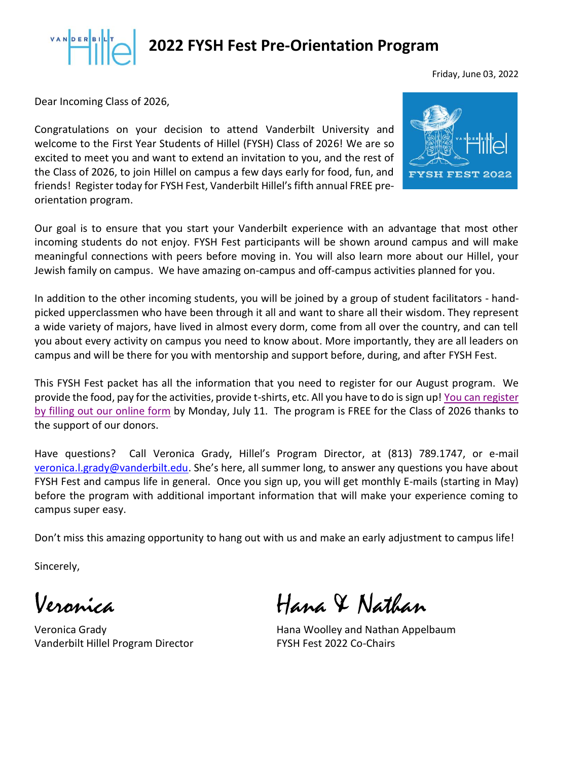# 2022 FYSH Fest Pre-Orientation Program

Friday, June 03, 2022

Dear Incoming Class of 2026,

Congratulations on your decision to attend Vanderbilt University and welcome to the First Year Students of Hillel (FYSH) Class of 2026! We are so excited to meet you and want to extend an invitation to you, and the rest of the Class of 2026, to join Hillel on campus a few days early for food, fun, and friends! Register today for FYSH Fest, Vanderbilt Hillel's fifth annual FREE pre-orientation program.

Our goal is to ensure that you start your Vanderbilt experience with an advantage that most other incoming students do not enjoy. FYSH Fest participants will be shown around campus and will make meaningful connections with peers before moving in. You will also learn more about our Hillel, your Jewish family on campus. We have amazing on-campus and off-campus activities planned for you.

In addition to the other incoming students, you will be joined by a group of student facilitators - hand-picked upperclassmen who have been through it all and want to share all their wisdom. They represent a wide variety of majors, have lived in almost every dorm, come from all over the country, and can tell you about every activity on campus you need to know about. More importantly, they are all leaders on campus and will be there for you with mentorship and support before, during, and after FYSH Fest.

This FYSH Fest packet has all the information that you need to register for our August program. We provide the food, pay for the activities, provide t-shirts, etc. All you have to do is sign up! You can register by filling out our online form by Monday, July 11. The program is FREE for the Class of 2026 thanks to the support of our donors.

Have questions? Call Veronica Grady, Hillel's Program Director, at (813) 789.1747, or e-mail veronica.l.grady@vanderbilt.edu. She's here, all summer long, to answer any questions you have about FYSH Fest and campus life in general. Once you sign up, you will get monthly E-mails (starting in May) before the program with additional important information that will make your experience coming to campus super easy.

Don't miss this amazing opportunity to hang out with us and make an early adjustment to campus life!

Sincerely,

*Veronica*

Veronica Grady
Vanderbilt Hillel Program Director

*Hana & Nathan*

Hana Woolley and Nathan Appelbaum
FYSH Fest 2022 Co-Chairs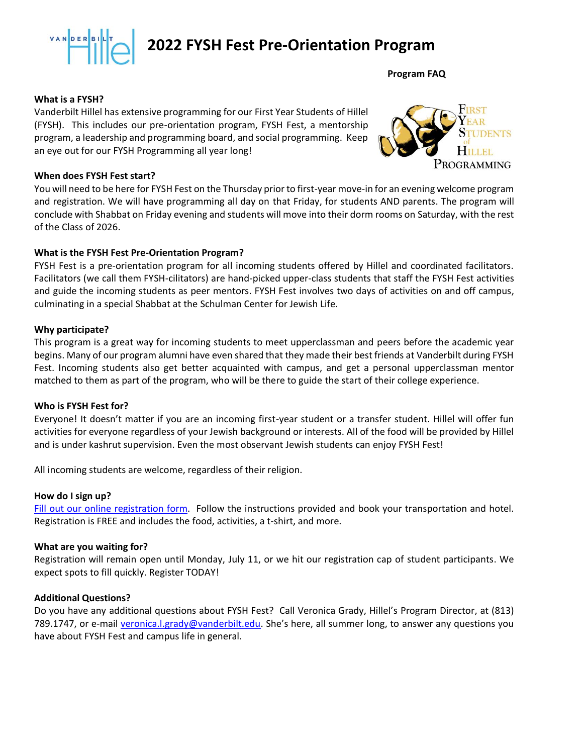# 2022 FYSH Fest Pre-Orientation Program

**Program FAQ**

**What is a FYSH?**

Vanderbilt Hillel has extensive programming for our First Year Students of Hillel (FYSH). This includes our pre-orientation program, FYSH Fest, a mentorship program, a leadership and programming board, and social programming. Keep an eye out for our FYSH Programming all year long!

**When does FYSH Fest start?**

You will need to be here for FYSH Fest on the Thursday prior to first-year move-in for an evening welcome program and registration. We will have programming all day on that Friday, for students AND parents. The program will conclude with Shabbat on Friday evening and students will move into their dorm rooms on Saturday, with the rest of the Class of 2026.

**What is the FYSH Fest Pre-Orientation Program?**

FYSH Fest is a pre-orientation program for all incoming students offered by Hillel and coordinated facilitators. Facilitators (we call them FYSH-cilitators) are hand-picked upper-class students that staff the FYSH Fest activities and guide the incoming students as peer mentors. FYSH Fest involves two days of activities on and off campus, culminating in a special Shabbat at the Schulman Center for Jewish Life.

**Why participate?**

This program is a great way for incoming students to meet upperclassman and peers before the academic year begins. Many of our program alumni have even shared that they made their best friends at Vanderbilt during FYSH Fest. Incoming students also get better acquainted with campus, and get a personal upperclassman mentor matched to them as part of the program, who will be there to guide the start of their college experience.

**Who is FYSH Fest for?**

Everyone! It doesn't matter if you are an incoming first-year student or a transfer student. Hillel will offer fun activities for everyone regardless of your Jewish background or interests. All of the food will be provided by Hillel and is under kashrut supervision. Even the most observant Jewish students can enjoy FYSH Fest!

All incoming students are welcome, regardless of their religion.

**How do I sign up?**

Fill out our online registration form. Follow the instructions provided and book your transportation and hotel. Registration is FREE and includes the food, activities, a t-shirt, and more.

**What are you waiting for?**

Registration will remain open until Monday, July 11, or we hit our registration cap of student participants. We expect spots to fill quickly. Register TODAY!

**Additional Questions?**

Do you have any additional questions about FYSH Fest? Call Veronica Grady, Hillel's Program Director, at (813) 789.1747, or e-mail veronica.l.grady@vanderbilt.edu. She's here, all summer long, to answer any questions you have about FYSH Fest and campus life in general.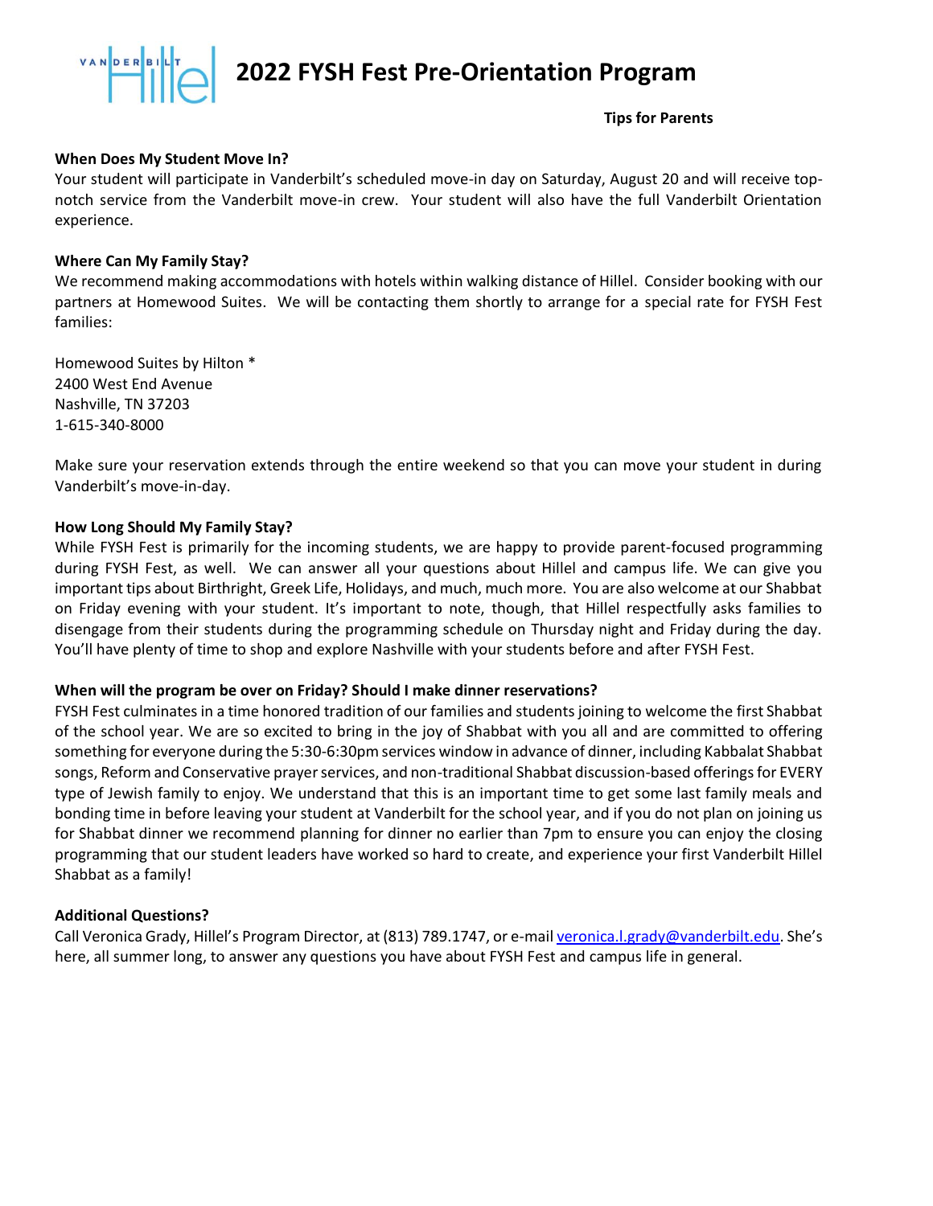# 2022 FYSH Fest Pre-Orientation Program

**Tips for Parents**

**When Does My Student Move In?**
Your student will participate in Vanderbilt's scheduled move-in day on Saturday, August 20 and will receive top-notch service from the Vanderbilt move-in crew. Your student will also have the full Vanderbilt Orientation experience.

**Where Can My Family Stay?**
We recommend making accommodations with hotels within walking distance of Hillel. Consider booking with our partners at Homewood Suites. We will be contacting them shortly to arrange for a special rate for FYSH Fest families:

Homewood Suites by Hilton *
2400 West End Avenue
Nashville, TN 37203
1-615-340-8000

Make sure your reservation extends through the entire weekend so that you can move your student in during Vanderbilt's move-in-day.

**How Long Should My Family Stay?**
While FYSH Fest is primarily for the incoming students, we are happy to provide parent-focused programming during FYSH Fest, as well. We can answer all your questions about Hillel and campus life. We can give you important tips about Birthright, Greek Life, Holidays, and much, much more. You are also welcome at our Shabbat on Friday evening with your student. It's important to note, though, that Hillel respectfully asks families to disengage from their students during the programming schedule on Thursday night and Friday during the day. You'll have plenty of time to shop and explore Nashville with your students before and after FYSH Fest.

**When will the program be over on Friday? Should I make dinner reservations?**
FYSH Fest culminates in a time honored tradition of our families and students joining to welcome the first Shabbat of the school year. We are so excited to bring in the joy of Shabbat with you all and are committed to offering something for everyone during the 5:30-6:30pm services window in advance of dinner, including Kabbalat Shabbat songs, Reform and Conservative prayer services, and non-traditional Shabbat discussion-based offerings for EVERY type of Jewish family to enjoy. We understand that this is an important time to get some last family meals and bonding time in before leaving your student at Vanderbilt for the school year, and if you do not plan on joining us for Shabbat dinner we recommend planning for dinner no earlier than 7pm to ensure you can enjoy the closing programming that our student leaders have worked so hard to create, and experience your first Vanderbilt Hillel Shabbat as a family!

**Additional Questions?**
Call Veronica Grady, Hillel's Program Director, at (813) 789.1747, or e-mail veronica.l.grady@vanderbilt.edu. She's here, all summer long, to answer any questions you have about FYSH Fest and campus life in general.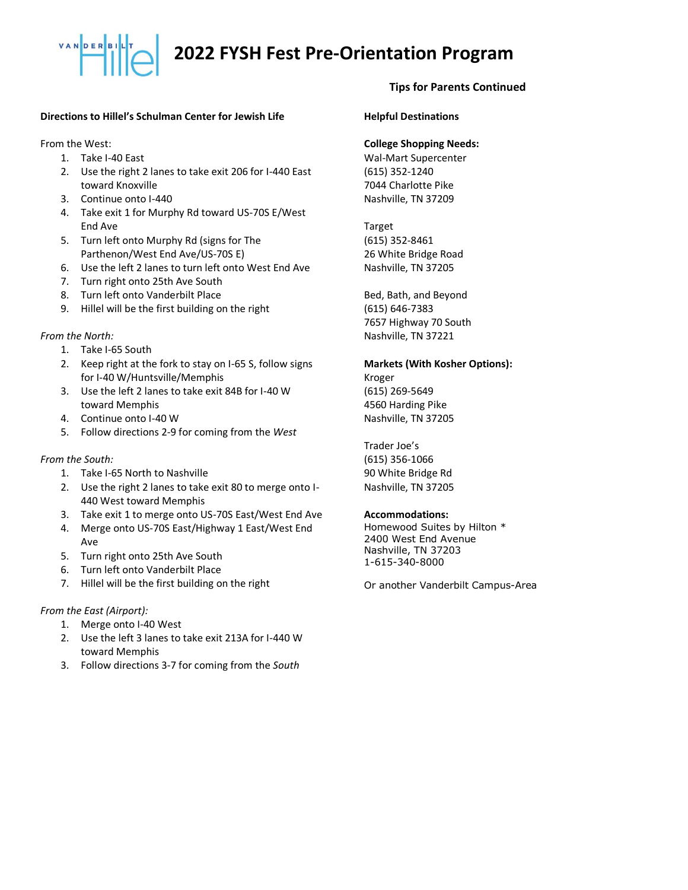# 2022 FYSH Fest Pre-Orientation Program

**Directions to Hillel's Schulman Center for Jewish Life**

From the West:

1. Take I-40 East
2. Use the right 2 lanes to take exit 206 for I-440 East toward Knoxville
3. Continue onto I-440
4. Take exit 1 for Murphy Rd toward US-70S E/West End Ave
5. Turn left onto Murphy Rd (signs for The Parthenon/West End Ave/US-70S E)
6. Use the left 2 lanes to turn left onto West End Ave
7. Turn right onto 25th Ave South
8. Turn left onto Vanderbilt Place
9. Hillel will be the first building on the right

*From the North:*

1. Take I-65 South
2. Keep right at the fork to stay on I-65 S, follow signs for I-40 W/Huntsville/Memphis
3. Use the left 2 lanes to take exit 84B for I-40 W toward Memphis
4. Continue onto I-40 W
5. Follow directions 2-9 for coming from the *West*

*From the South:*

1. Take I-65 North to Nashville
2. Use the right 2 lanes to take exit 80 to merge onto I-440 West toward Memphis
3. Take exit 1 to merge onto US-70S East/West End Ave
4. Merge onto US-70S East/Highway 1 East/West End Ave
5. Turn right onto 25th Ave South
6. Turn left onto Vanderbilt Place
7. Hillel will be the first building on the right

*From the East (Airport):*

1. Merge onto I-40 West
2. Use the left 3 lanes to take exit 213A for I-440 W toward Memphis
3. Follow directions 3-7 for coming from the *South*

## Tips for Parents Continued

**Helpful Destinations**

**College Shopping Needs:**

Wal-Mart Supercenter
(615) 352-1240
7044 Charlotte Pike
Nashville, TN 37209

Target
(615) 352-8461
26 White Bridge Road
Nashville, TN 37205

Bed, Bath, and Beyond
(615) 646-7383
7657 Highway 70 South
Nashville, TN 37221

**Markets (With Kosher Options):**

Kroger
(615) 269-5649
4560 Harding Pike
Nashville, TN 37205

Trader Joe's
(615) 356-1066
90 White Bridge Rd
Nashville, TN 37205

**Accommodations:**

Homewood Suites by Hilton *
2400 West End Avenue
Nashville, TN 37203
1-615-340-8000

Or another Vanderbilt Campus-Area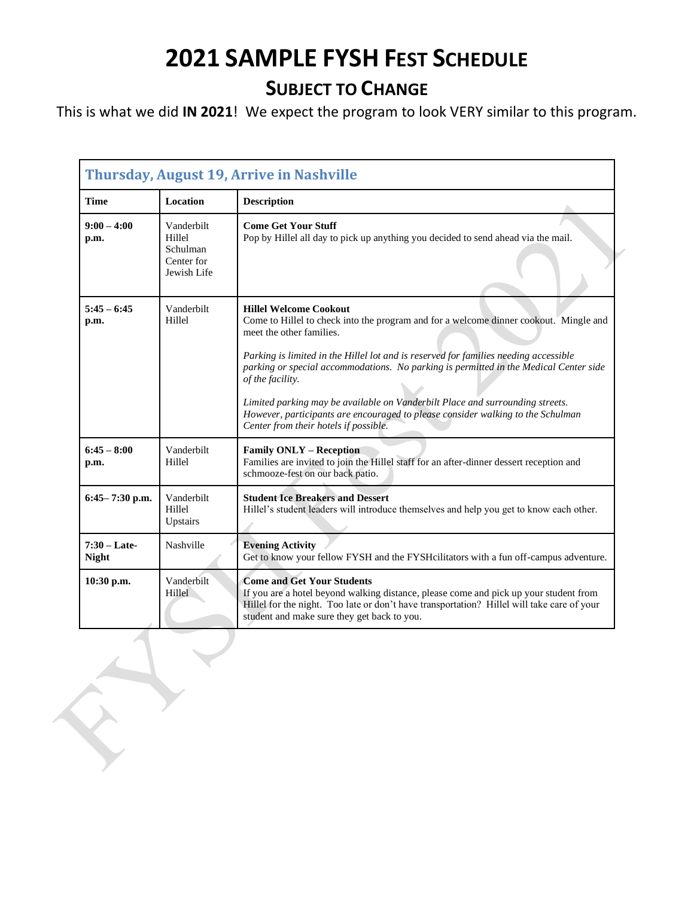# 2021 SAMPLE FYSH FEST SCHEDULE

## SUBJECT TO CHANGE

This is what we did **IN 2021**! We expect the program to look VERY similar to this program.

| Thursday, August 19, Arrive in Nashville | | |
|---|---|---|
| **Time** | **Location** | **Description** |
| **9:00 – 4:00 p.m.** | Vanderbilt Hillel Schulman Center for Jewish Life | **Come Get Your Stuff**<br>Pop by Hillel all day to pick up anything you decided to send ahead via the mail. |
| **5:45 – 6:45 p.m.** | Vanderbilt Hillel | **Hillel Welcome Cookout**<br>Come to Hillel to check into the program and for a welcome dinner cookout. Mingle and meet the other families.<br><br>*Parking is limited in the Hillel lot and is reserved for families needing accessible parking or special accommodations. No parking is permitted in the Medical Center side of the facility.*<br><br>*Limited parking may be available on Vanderbilt Place and surrounding streets. However, participants are encouraged to please consider walking to the Schulman Center from their hotels if possible.* |
| **6:45 – 8:00 p.m.** | Vanderbilt Hillel | **Family ONLY – Reception**<br>Families are invited to join the Hillel staff for an after-dinner dessert reception and schmooze-fest on our back patio. |
| **6:45– 7:30 p.m.** | Vanderbilt Hillel Upstairs | **Student Ice Breakers and Dessert**<br>Hillel's student leaders will introduce themselves and help you get to know each other. |
| **7:30 – Late-Night** | Nashville | **Evening Activity**<br>Get to know your fellow FYSH and the FYSHcilitators with a fun off-campus adventure. |
| **10:30 p.m.** | Vanderbilt Hillel | **Come and Get Your Students**<br>If you are a hotel beyond walking distance, please come and pick up your student from Hillel for the night. Too late or don't have transportation? Hillel will take care of your student and make sure they get back to you. |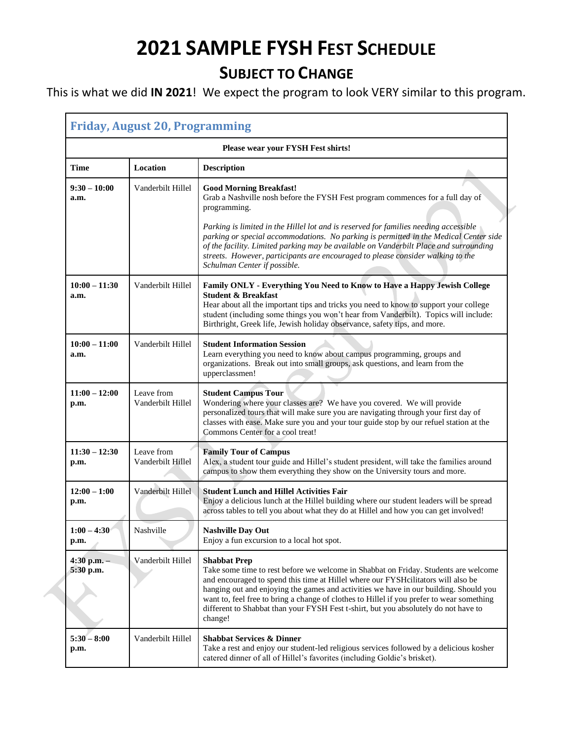# 2021 SAMPLE FYSH FEST SCHEDULE

## SUBJECT TO CHANGE

This is what we did **IN 2021**! We expect the program to look VERY similar to this program.

### Friday, August 20, Programming

**Please wear your FYSH Fest shirts!**

| **Time** | **Location** | **Description** |
|---|---|---|
| **9:30 – 10:00 a.m.** | Vanderbilt Hillel | **Good Morning Breakfast!**<br>Grab a Nashville nosh before the FYSH Fest program commences for a full day of programming.<br><br>*Parking is limited in the Hillel lot and is reserved for families needing accessible parking or special accommodations. No parking is permitted in the Medical Center side of the facility. Limited parking may be available on Vanderbilt Place and surrounding streets. However, participants are encouraged to please consider walking to the Schulman Center if possible.* |
| **10:00 – 11:30 a.m.** | Vanderbilt Hillel | **Family ONLY - Everything You Need to Know to Have a Happy Jewish College Student & Breakfast**<br>Hear about all the important tips and tricks you need to know to support your college student (including some things you won't hear from Vanderbilt). Topics will include: Birthright, Greek life, Jewish holiday observance, safety tips, and more. |
| **10:00 – 11:00 a.m.** | Vanderbilt Hillel | **Student Information Session**<br>Learn everything you need to know about campus programming, groups and organizations. Break out into small groups, ask questions, and learn from the upperclassmen! |
| **11:00 – 12:00 p.m.** | Leave from Vanderbilt Hillel | **Student Campus Tour**<br>Wondering where your classes are? We have you covered. We will provide personalized tours that will make sure you are navigating through your first day of classes with ease. Make sure you and your tour guide stop by our refuel station at the Commons Center for a cool treat! |
| **11:30 – 12:30 p.m.** | Leave from Vanderbilt Hillel | **Family Tour of Campus**<br>Alex, a student tour guide and Hillel's student president, will take the families around campus to show them everything they show on the University tours and more. |
| **12:00 – 1:00 p.m.** | Vanderbilt Hillel | **Student Lunch and Hillel Activities Fair**<br>Enjoy a delicious lunch at the Hillel building where our student leaders will be spread across tables to tell you about what they do at Hillel and how you can get involved! |
| **1:00 – 4:30 p.m.** | Nashville | **Nashville Day Out**<br>Enjoy a fun excursion to a local hot spot. |
| **4:30 p.m. – 5:30 p.m.** | Vanderbilt Hillel | **Shabbat Prep**<br>Take some time to rest before we welcome in Shabbat on Friday. Students are welcome and encouraged to spend this time at Hillel where our FYSHcilitators will also be hanging out and enjoying the games and activities we have in our building. Should you want to, feel free to bring a change of clothes to Hillel if you prefer to wear something different to Shabbat than your FYSH Fest t-shirt, but you absolutely do not have to change! |
| **5:30 – 8:00 p.m.** | Vanderbilt Hillel | **Shabbat Services & Dinner**<br>Take a rest and enjoy our student-led religious services followed by a delicious kosher catered dinner of all of Hillel's favorites (including Goldie's brisket). |